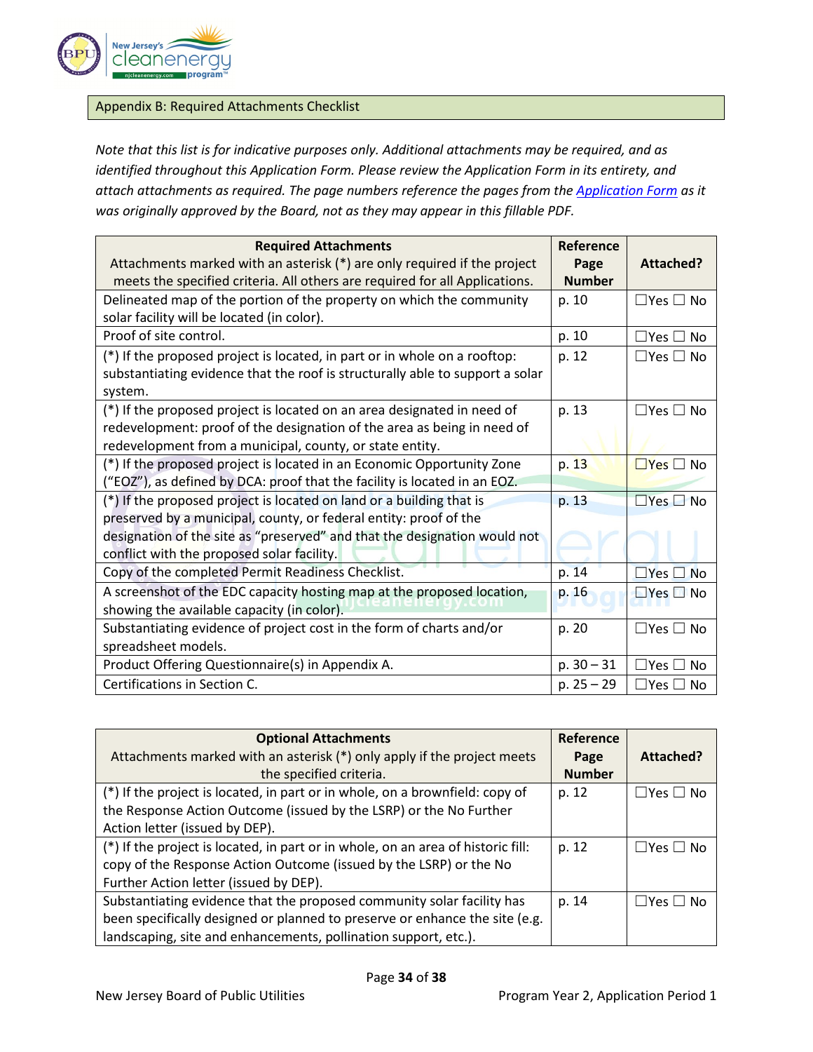## Appendix B: Required Attachments Checklist

*Note that this list is for indicative purposes only. Additional attachments may be required, and as identified throughout this Application Form. Please review the Application Form in its entirety, and attach attachments as required. The page numbers reference the pages from the [Application Form](#) as it was originally approved by the Board, not as they may appear in this fillable PDF.*

| **Required Attachments**<br>Attachments marked with an asterisk (*) are only required if the project meets the specified criteria. All others are required for all Applications. | **Reference Page Number** | **Attached?** |
|---|---|---|
| Delineated map of the portion of the property on which the community solar facility will be located (in color). | p. 10 | ☐Yes ☐ No |
| Proof of site control. | p. 10 | ☐Yes ☐ No |
| (*) If the proposed project is located, in part or in whole on a rooftop: substantiating evidence that the roof is structurally able to support a solar system. | p. 12 | ☐Yes ☐ No |
| (*) If the proposed project is located on an area designated in need of redevelopment: proof of the designation of the area as being in need of redevelopment from a municipal, county, or state entity. | p. 13 | ☐Yes ☐ No |
| (*) If the proposed project is located in an Economic Opportunity Zone ("EOZ"), as defined by DCA: proof that the facility is located in an EOZ. | p. 13 | ☐Yes ☐ No |
| (*) If the proposed project is located on land or a building that is preserved by a municipal, county, or federal entity: proof of the designation of the site as "preserved" and that the designation would not conflict with the proposed solar facility. | p. 13 | ☐Yes ☐ No |
| Copy of the completed Permit Readiness Checklist. | p. 14 | ☐Yes ☐ No |
| A screenshot of the EDC capacity hosting map at the proposed location, showing the available capacity (in color). | p. 16 | ☐Yes ☐ No |
| Substantiating evidence of project cost in the form of charts and/or spreadsheet models. | p. 20 | ☐Yes ☐ No |
| Product Offering Questionnaire(s) in Appendix A. | p. 30 – 31 | ☐Yes ☐ No |
| Certifications in Section C. | p. 25 – 29 | ☐Yes ☐ No |

| **Optional Attachments**<br>Attachments marked with an asterisk (*) only apply if the project meets the specified criteria. | **Reference Page Number** | **Attached?** |
|---|---|---|
| (*) If the project is located, in part or in whole, on a brownfield: copy of the Response Action Outcome (issued by the LSRP) or the No Further Action letter (issued by DEP). | p. 12 | ☐Yes ☐ No |
| (*) If the project is located, in part or in whole, on an area of historic fill: copy of the Response Action Outcome (issued by the LSRP) or the No Further Action letter (issued by DEP). | p. 12 | ☐Yes ☐ No |
| Substantiating evidence that the proposed community solar facility has been specifically designed or planned to preserve or enhance the site (e.g. landscaping, site and enhancements, pollination support, etc.). | p. 14 | ☐Yes ☐ No |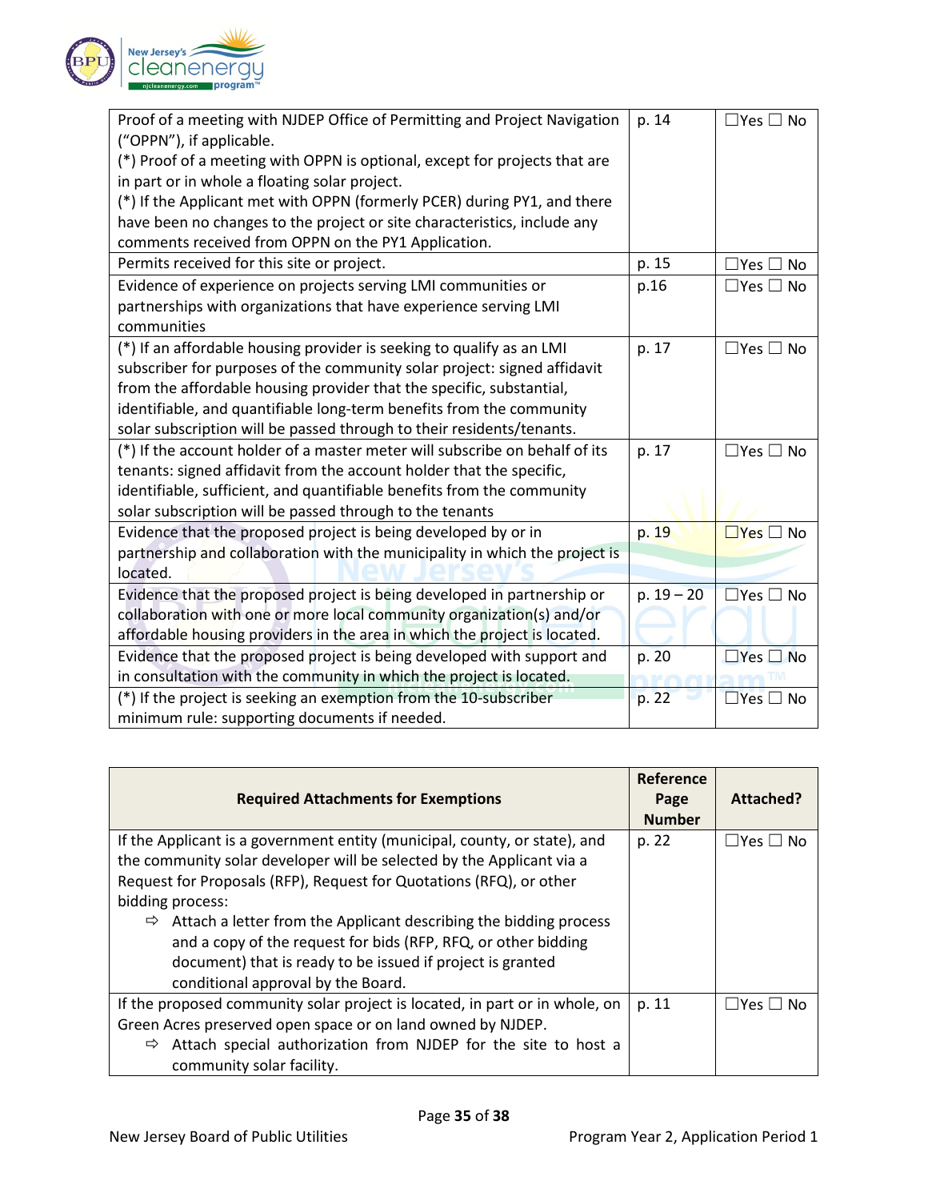| | | |
|---|---|---|
| Proof of a meeting with NJDEP Office of Permitting and Project Navigation ("OPPN"), if applicable.<br>(*) Proof of a meeting with OPPN is optional, except for projects that are in part or in whole a floating solar project.<br>(*) If the Applicant met with OPPN (formerly PCER) during PY1, and there have been no changes to the project or site characteristics, include any comments received from OPPN on the PY1 Application. | p. 14 | ☐Yes ☐ No |
| Permits received for this site or project. | p. 15 | ☐Yes ☐ No |
| Evidence of experience on projects serving LMI communities or partnerships with organizations that have experience serving LMI communities | p.16 | ☐Yes ☐ No |
| (*) If an affordable housing provider is seeking to qualify as an LMI subscriber for purposes of the community solar project: signed affidavit from the affordable housing provider that the specific, substantial, identifiable, and quantifiable long-term benefits from the community solar subscription will be passed through to their residents/tenants. | p. 17 | ☐Yes ☐ No |
| (*) If the account holder of a master meter will subscribe on behalf of its tenants: signed affidavit from the account holder that the specific, identifiable, sufficient, and quantifiable benefits from the community solar subscription will be passed through to the tenants | p. 17 | ☐Yes ☐ No |
| Evidence that the proposed project is being developed by or in partnership and collaboration with the municipality in which the project is located. | p. 19 | ☐Yes ☐ No |
| Evidence that the proposed project is being developed in partnership or collaboration with one or more local community organization(s) and/or affordable housing providers in the area in which the project is located. | p. 19 – 20 | ☐Yes ☐ No |
| Evidence that the proposed project is being developed with support and in consultation with the community in which the project is located. | p. 20 | ☐Yes ☐ No |
| (*) If the project is seeking an exemption from the 10-subscriber minimum rule: supporting documents if needed. | p. 22 | ☐Yes ☐ No |

| Required Attachments for Exemptions | Reference Page Number | Attached? |
|---|---|---|
| If the Applicant is a government entity (municipal, county, or state), and the community solar developer will be selected by the Applicant via a Request for Proposals (RFP), Request for Quotations (RFQ), or other bidding process:<br>⇨ Attach a letter from the Applicant describing the bidding process and a copy of the request for bids (RFP, RFQ, or other bidding document) that is ready to be issued if project is granted conditional approval by the Board. | p. 22 | ☐Yes ☐ No |
| If the proposed community solar project is located, in part or in whole, on Green Acres preserved open space or on land owned by NJDEP.<br>⇨ Attach special authorization from NJDEP for the site to host a community solar facility. | p. 11 | ☐Yes ☐ No |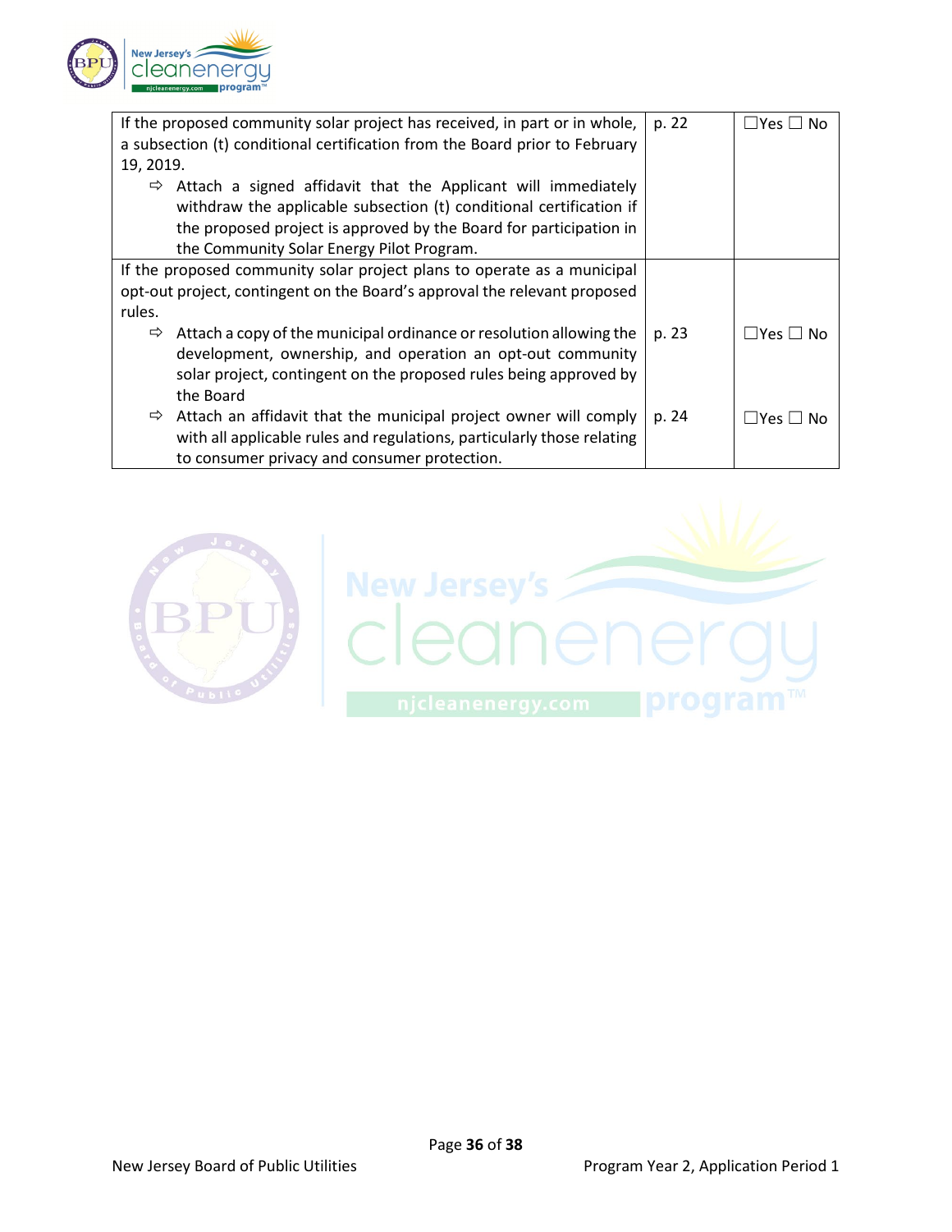| | | |
|---|---|---|
| If the proposed community solar project has received, in part or in whole, a subsection (t) conditional certification from the Board prior to February 19, 2019.<br>⇨ Attach a signed affidavit that the Applicant will immediately withdraw the applicable subsection (t) conditional certification if the proposed project is approved by the Board for participation in the Community Solar Energy Pilot Program. | p. 22 | ☐Yes ☐ No |
| If the proposed community solar project plans to operate as a municipal opt-out project, contingent on the Board's approval the relevant proposed rules.<br>⇨ Attach a copy of the municipal ordinance or resolution allowing the development, ownership, and operation an opt-out community solar project, contingent on the proposed rules being approved by the Board | p. 23 | ☐Yes ☐ No |
| ⇨ Attach an affidavit that the municipal project owner will comply with all applicable rules and regulations, particularly those relating to consumer privacy and consumer protection. | p. 24 | ☐Yes ☐ No |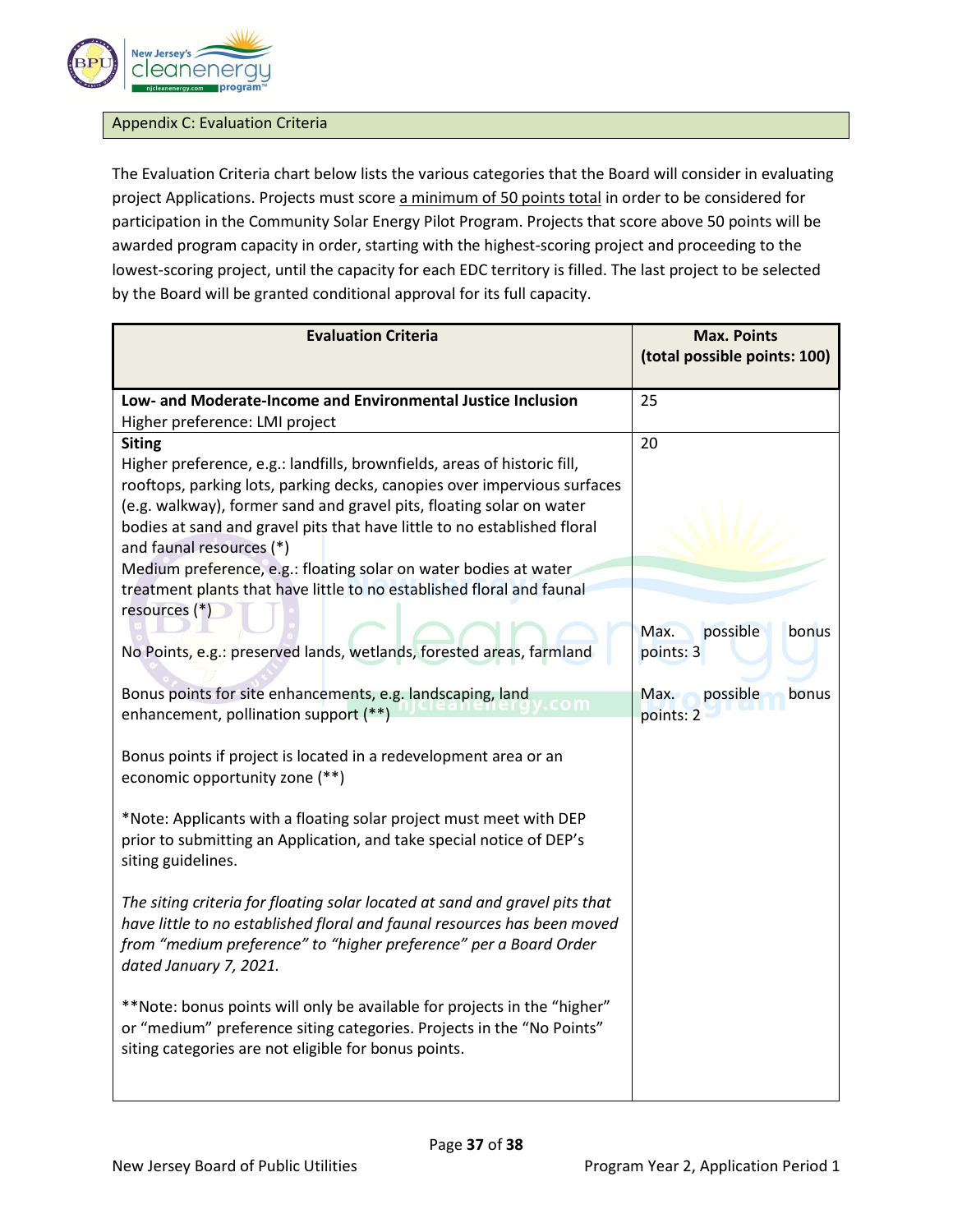## Appendix C: Evaluation Criteria

The Evaluation Criteria chart below lists the various categories that the Board will consider in evaluating project Applications. Projects must score <u>a minimum of 50 points total</u> in order to be considered for participation in the Community Solar Energy Pilot Program. Projects that score above 50 points will be awarded program capacity in order, starting with the highest-scoring project and proceeding to the lowest-scoring project, until the capacity for each EDC territory is filled. The last project to be selected by the Board will be granted conditional approval for its full capacity.

| Evaluation Criteria | Max. Points (total possible points: 100) |
|---|---|
| **Low- and Moderate-Income and Environmental Justice Inclusion**<br>Higher preference: LMI project | 25 |
| **Siting**<br>Higher preference, e.g.: landfills, brownfields, areas of historic fill, rooftops, parking lots, parking decks, canopies over impervious surfaces (e.g. walkway), former sand and gravel pits, floating solar on water bodies at sand and gravel pits that have little to no established floral and faunal resources (*)<br>Medium preference, e.g.: floating solar on water bodies at water treatment plants that have little to no established floral and faunal resources (*)<br><br>No Points, e.g.: preserved lands, wetlands, forested areas, farmland<br><br>Bonus points for site enhancements, e.g. landscaping, land enhancement, pollination support (**)<br><br>Bonus points if project is located in a redevelopment area or an economic opportunity zone (**)<br><br>*Note: Applicants with a floating solar project must meet with DEP prior to submitting an Application, and take special notice of DEP's siting guidelines.<br><br>*The siting criteria for floating solar located at sand and gravel pits that have little to no established floral and faunal resources has been moved from "medium preference" to "higher preference" per a Board Order dated January 7, 2021.*<br><br>**Note: bonus points will only be available for projects in the "higher" or "medium" preference siting categories. Projects in the "No Points" siting categories are not eligible for bonus points. | 20<br><br><br><br><br><br><br><br><br>Max. possible bonus points: 3<br><br>Max. possible bonus points: 2 |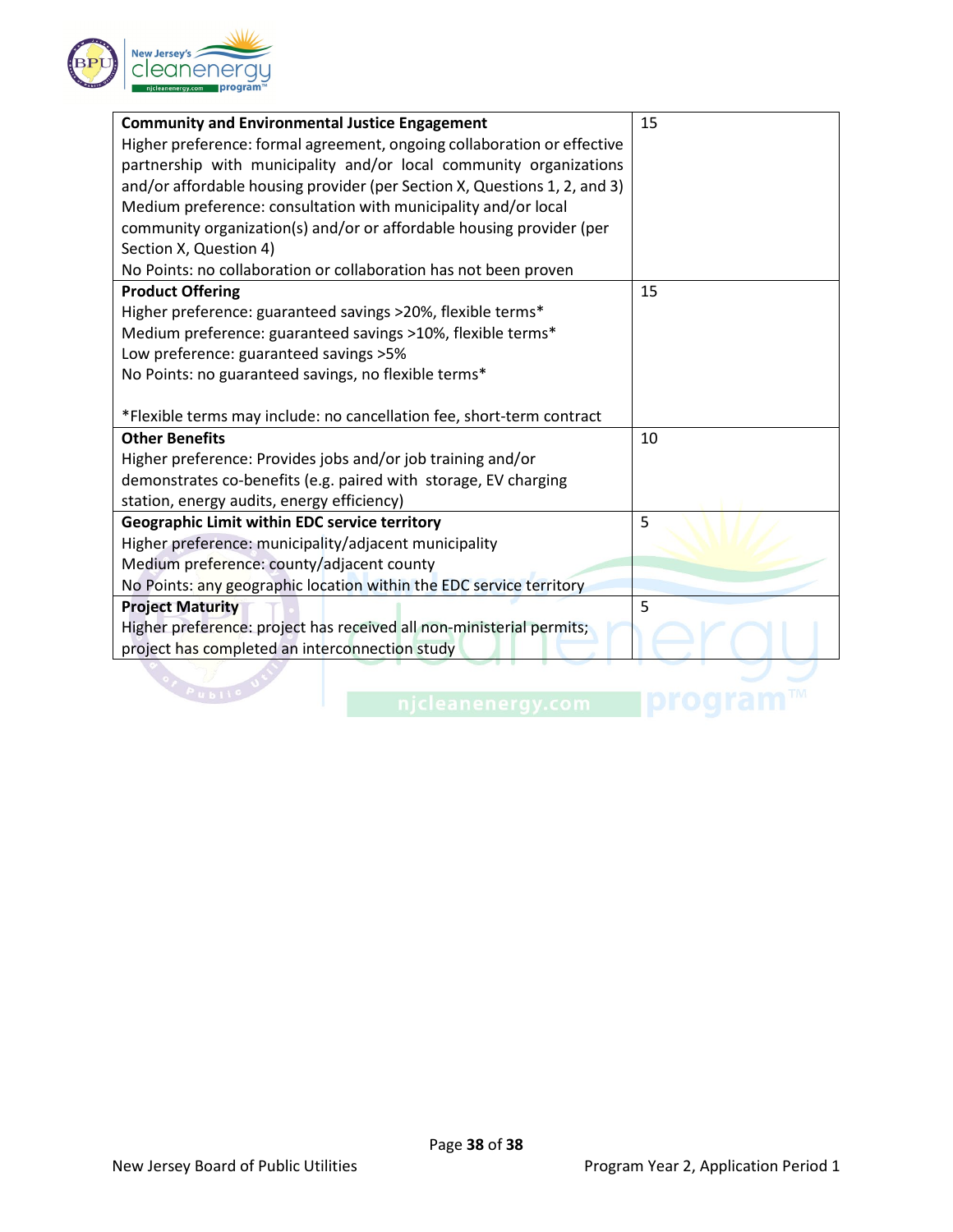| | |
|---|---|
| **Community and Environmental Justice Engagement**<br>Higher preference: formal agreement, ongoing collaboration or effective partnership with municipality and/or local community organizations and/or affordable housing provider (per Section X, Questions 1, 2, and 3)<br>Medium preference: consultation with municipality and/or local community organization(s) and/or or affordable housing provider (per Section X, Question 4)<br>No Points: no collaboration or collaboration has not been proven | 15 |
| **Product Offering**<br>Higher preference: guaranteed savings >20%, flexible terms*<br>Medium preference: guaranteed savings >10%, flexible terms*<br>Low preference: guaranteed savings >5%<br>No Points: no guaranteed savings, no flexible terms*<br><br>*Flexible terms may include: no cancellation fee, short-term contract | 15 |
| **Other Benefits**<br>Higher preference: Provides jobs and/or job training and/or demonstrates co-benefits (e.g. paired with storage, EV charging station, energy audits, energy efficiency) | 10 |
| **Geographic Limit within EDC service territory**<br>Higher preference: municipality/adjacent municipality<br>Medium preference: county/adjacent county<br>No Points: any geographic location within the EDC service territory | 5 |
| **Project Maturity**<br>Higher preference: project has received all non-ministerial permits; project has completed an interconnection study | 5 |